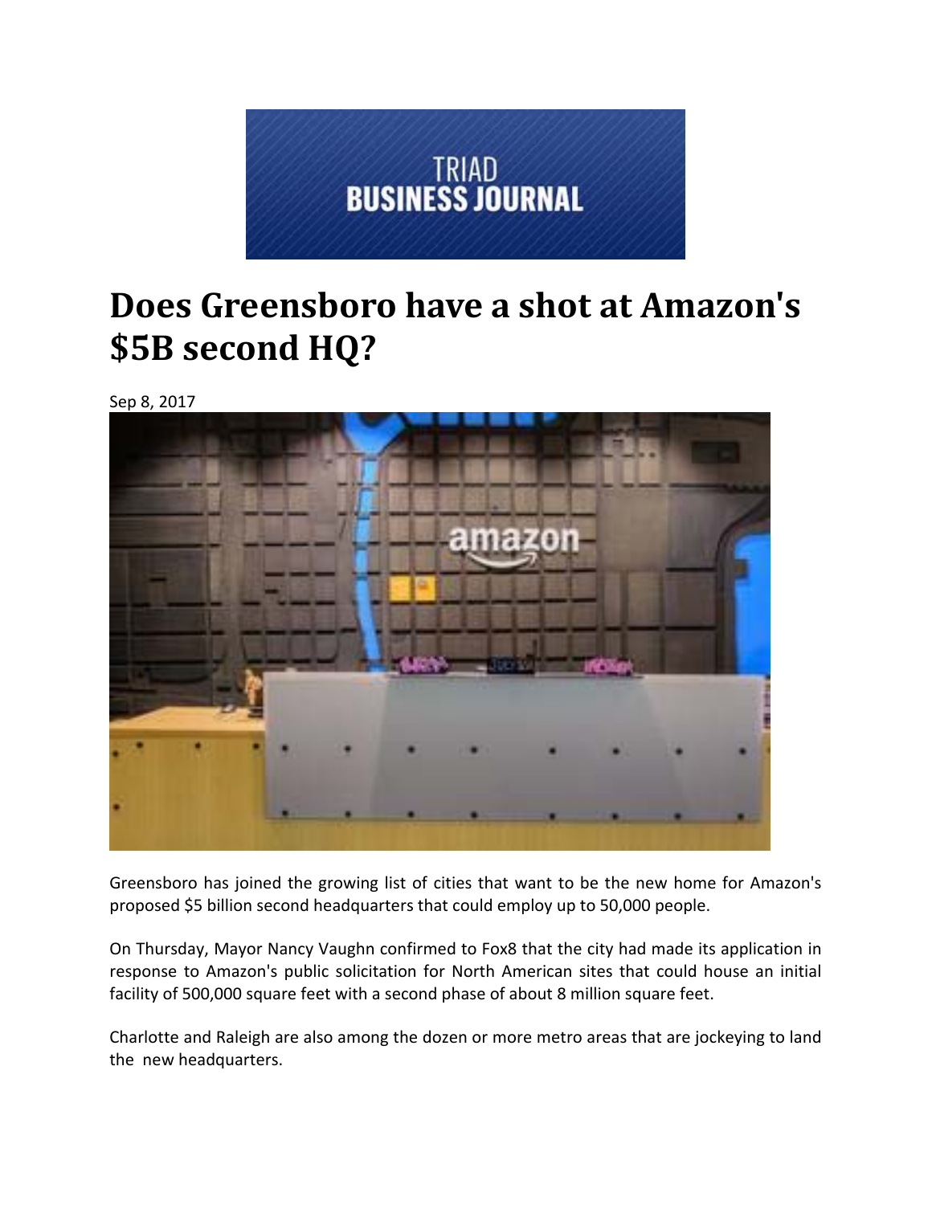TRIAD BUSINESS JOURNAL

# Does Greensboro have a shot at Amazon's $5B second HQ?

Sep 8, 2017

Greensboro has joined the growing list of cities that want to be the new home for Amazon's proposed $5 billion second headquarters that could employ up to 50,000 people.

On Thursday, Mayor Nancy Vaughn confirmed to Fox8 that the city had made its application in response to Amazon's public solicitation for North American sites that could house an initial facility of 500,000 square feet with a second phase of about 8 million square feet.

Charlotte and Raleigh are also among the dozen or more metro areas that are jockeying to land the new headquarters.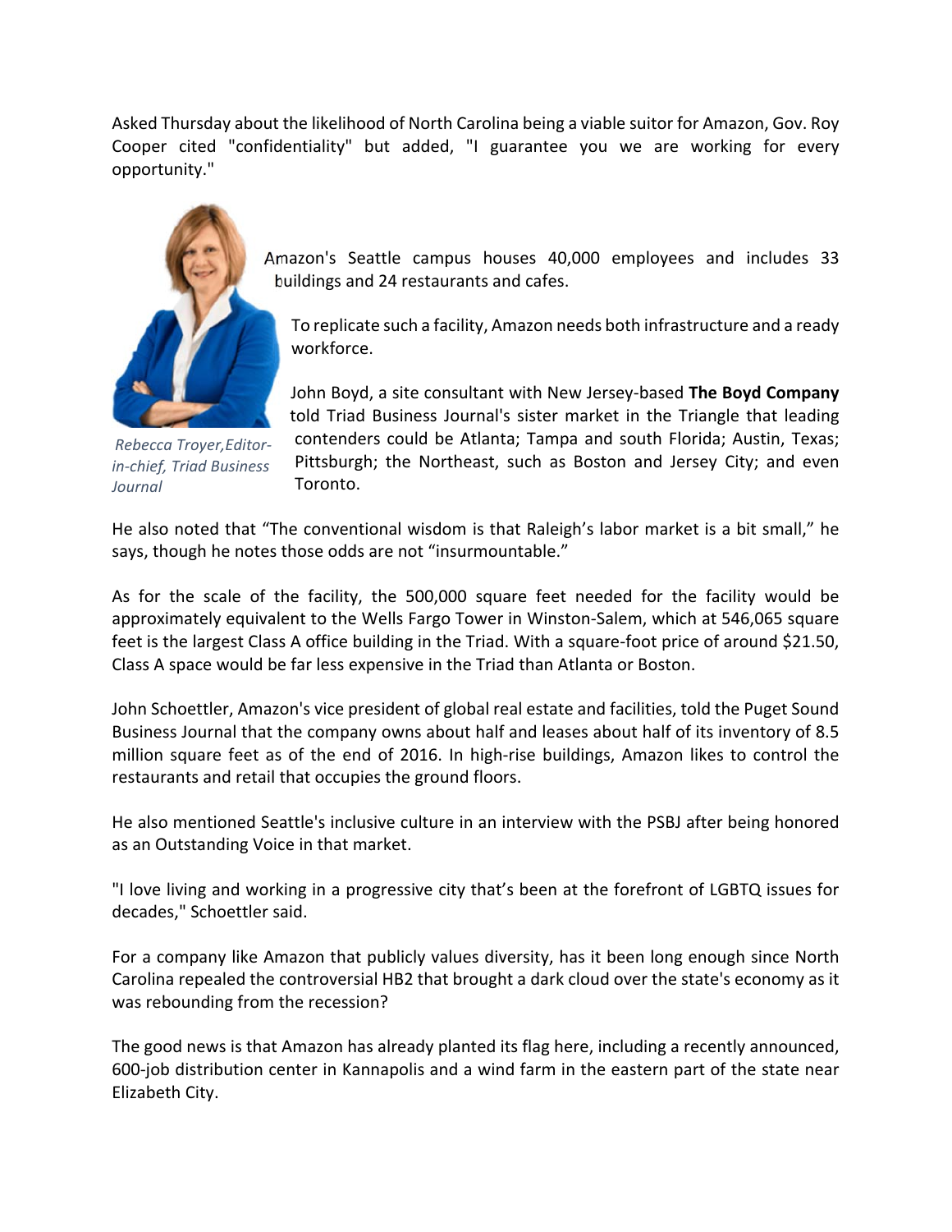Asked Thursday about the likelihood of North Carolina being a viable suitor for Amazon, Gov. Roy Cooper cited "confidentiality" but added, "I guarantee you we are working for every opportunity."

*Rebecca Troyer, Editor-in-chief, Triad Business Journal*

Amazon's Seattle campus houses 40,000 employees and includes 33 buildings and 24 restaurants and cafes.

To replicate such a facility, Amazon needs both infrastructure and a ready workforce.

John Boyd, a site consultant with New Jersey-based **The Boyd Company** told Triad Business Journal's sister market in the Triangle that leading contenders could be Atlanta; Tampa and south Florida; Austin, Texas; Pittsburgh; the Northeast, such as Boston and Jersey City; and even Toronto.

He also noted that "The conventional wisdom is that Raleigh's labor market is a bit small," he says, though he notes those odds are not "insurmountable."

As for the scale of the facility, the 500,000 square feet needed for the facility would be approximately equivalent to the Wells Fargo Tower in Winston-Salem, which at 546,065 square feet is the largest Class A office building in the Triad. With a square-foot price of around $21.50, Class A space would be far less expensive in the Triad than Atlanta or Boston.

John Schoettler, Amazon's vice president of global real estate and facilities, told the Puget Sound Business Journal that the company owns about half and leases about half of its inventory of 8.5 million square feet as of the end of 2016. In high-rise buildings, Amazon likes to control the restaurants and retail that occupies the ground floors.

He also mentioned Seattle's inclusive culture in an interview with the PSBJ after being honored as an Outstanding Voice in that market.

"I love living and working in a progressive city that's been at the forefront of LGBTQ issues for decades," Schoettler said.

For a company like Amazon that publicly values diversity, has it been long enough since North Carolina repealed the controversial HB2 that brought a dark cloud over the state's economy as it was rebounding from the recession?

The good news is that Amazon has already planted its flag here, including a recently announced, 600-job distribution center in Kannapolis and a wind farm in the eastern part of the state near Elizabeth City.